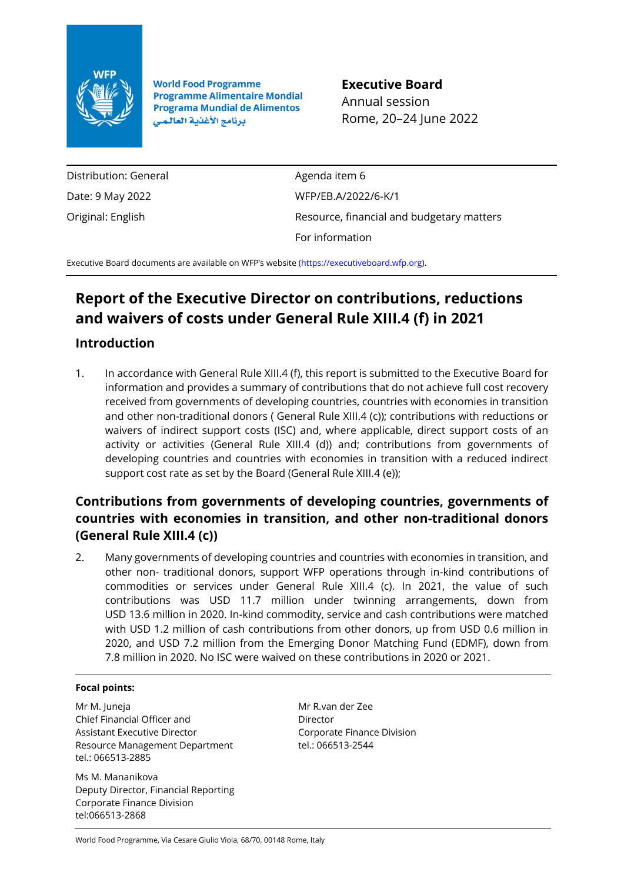World Food Programme
Programme Alimentaire Mondial
Programa Mundial de Alimentos
برنامج الأغذية العالمي

**Executive Board**
Annual session
Rome, 20–24 June 2022

| | |
|---|---|
| Distribution: General | Agenda item 6 |
| Date: 9 May 2022 | WFP/EB.A/2022/6-K/1 |
| Original: English | Resource, financial and budgetary matters |
| | For information |

Executive Board documents are available on WFP's website (https://executiveboard.wfp.org).

# Report of the Executive Director on contributions, reductions and waivers of costs under General Rule XIII.4 (f) in 2021

## Introduction

1. In accordance with General Rule XIII.4 (f), this report is submitted to the Executive Board for information and provides a summary of contributions that do not achieve full cost recovery received from governments of developing countries, countries with economies in transition and other non-traditional donors ( General Rule XIII.4 (c)); contributions with reductions or waivers of indirect support costs (ISC) and, where applicable, direct support costs of an activity or activities (General Rule XIII.4 (d)) and; contributions from governments of developing countries and countries with economies in transition with a reduced indirect support cost rate as set by the Board (General Rule XIII.4 (e));

## Contributions from governments of developing countries, governments of countries with economies in transition, and other non-traditional donors (General Rule XIII.4 (c))

2. Many governments of developing countries and countries with economies in transition, and other non- traditional donors, support WFP operations through in-kind contributions of commodities or services under General Rule XIII.4 (c). In 2021, the value of such contributions was USD 11.7 million under twinning arrangements, down from USD 13.6 million in 2020. In-kind commodity, service and cash contributions were matched with USD 1.2 million of cash contributions from other donors, up from USD 0.6 million in 2020, and USD 7.2 million from the Emerging Donor Matching Fund (EDMF), down from 7.8 million in 2020. No ISC were waived on these contributions in 2020 or 2021.

**Focal points:**

Mr M. Juneja
Chief Financial Officer and
Assistant Executive Director
Resource Management Department
tel.: 066513-2885

Ms M. Mananikova
Deputy Director, Financial Reporting
Corporate Finance Division
tel:066513-2868

Mr R.van der Zee
Director
Corporate Finance Division
tel.: 066513-2544

World Food Programme, Via Cesare Giulio Viola, 68/70, 00148 Rome, Italy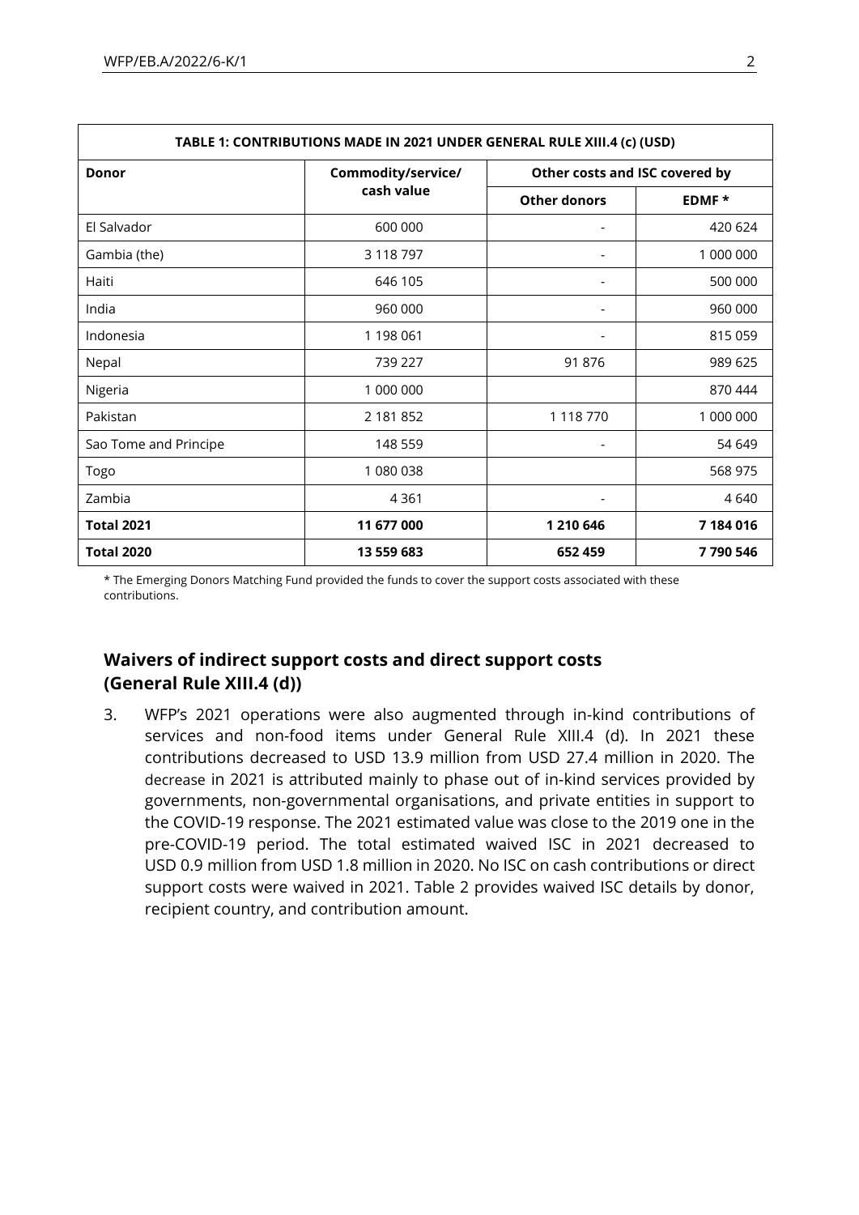| TABLE 1: CONTRIBUTIONS MADE IN 2021 UNDER GENERAL RULE XIII.4 (c) (USD) | | | |
|---|---|---|---|
| **Donor** | **Commodity/service/ cash value** | **Other costs and ISC covered by** | |
| | | **Other donors** | **EDMF *** |
| El Salvador | 600 000 | - | 420 624 |
| Gambia (the) | 3 118 797 | - | 1 000 000 |
| Haiti | 646 105 | - | 500 000 |
| India | 960 000 | - | 960 000 |
| Indonesia | 1 198 061 | - | 815 059 |
| Nepal | 739 227 | 91 876 | 989 625 |
| Nigeria | 1 000 000 | | 870 444 |
| Pakistan | 2 181 852 | 1 118 770 | 1 000 000 |
| Sao Tome and Principe | 148 559 | - | 54 649 |
| Togo | 1 080 038 | | 568 975 |
| Zambia | 4 361 | - | 4 640 |
| **Total 2021** | **11 677 000** | **1 210 646** | **7 184 016** |
| **Total 2020** | **13 559 683** | **652 459** | **7 790 546** |

* The Emerging Donors Matching Fund provided the funds to cover the support costs associated with these contributions.

## Waivers of indirect support costs and direct support costs (General Rule XIII.4 (d))

3. WFP's 2021 operations were also augmented through in-kind contributions of services and non-food items under General Rule XIII.4 (d). In 2021 these contributions decreased to USD 13.9 million from USD 27.4 million in 2020. The decrease in 2021 is attributed mainly to phase out of in-kind services provided by governments, non-governmental organisations, and private entities in support to the COVID-19 response. The 2021 estimated value was close to the 2019 one in the pre-COVID-19 period. The total estimated waived ISC in 2021 decreased to USD 0.9 million from USD 1.8 million in 2020. No ISC on cash contributions or direct support costs were waived in 2021. Table 2 provides waived ISC details by donor, recipient country, and contribution amount.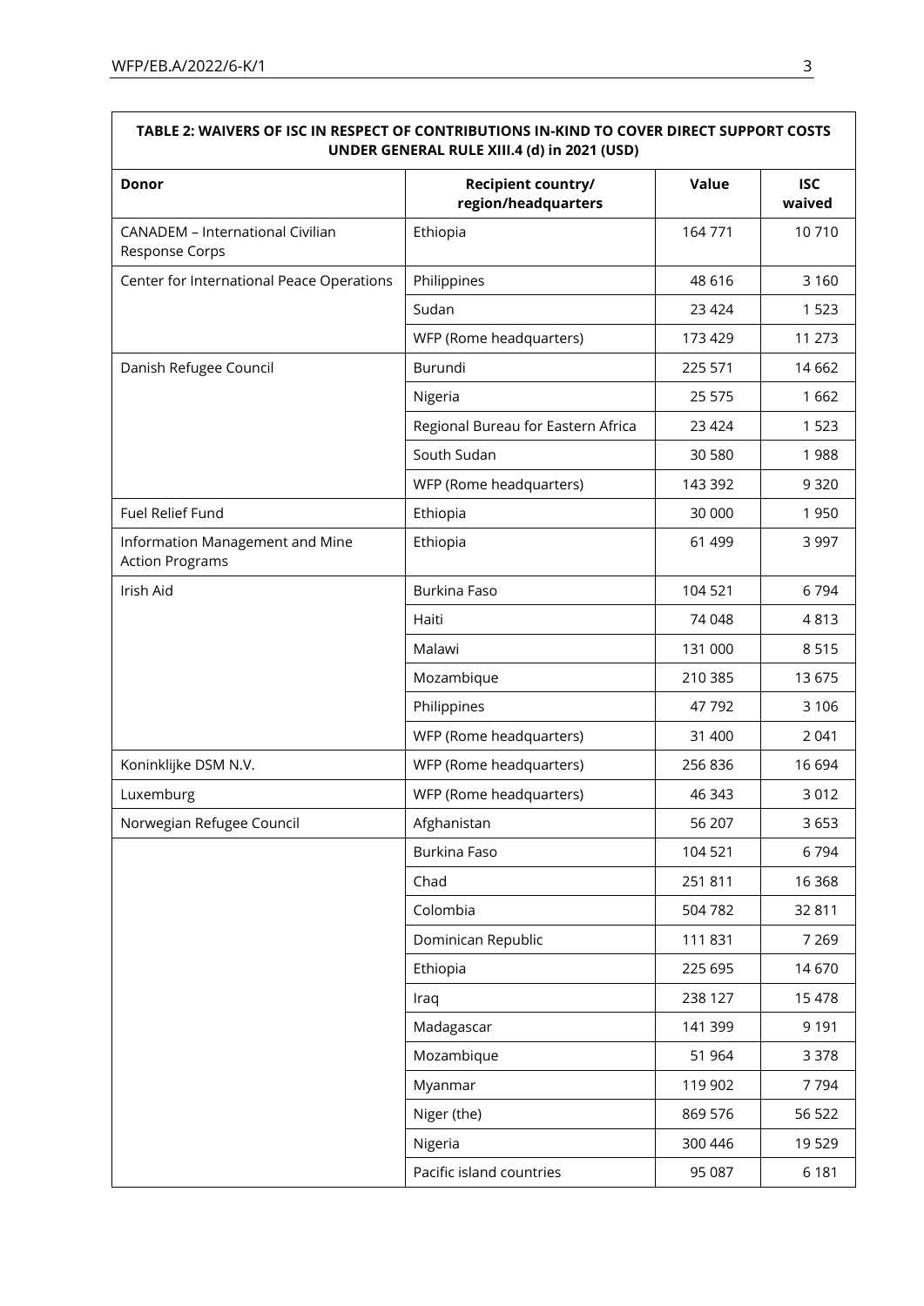| TABLE 2: WAIVERS OF ISC IN RESPECT OF CONTRIBUTIONS IN-KIND TO COVER DIRECT SUPPORT COSTS UNDER GENERAL RULE XIII.4 (d) in 2021 (USD) | | | |
|---|---|---|---|
| **Donor** | **Recipient country/ region/headquarters** | **Value** | **ISC waived** |
| CANADEM – International Civilian Response Corps | Ethiopia | 164 771 | 10 710 |
| Center for International Peace Operations | Philippines | 48 616 | 3 160 |
| | Sudan | 23 424 | 1 523 |
| | WFP (Rome headquarters) | 173 429 | 11 273 |
| Danish Refugee Council | Burundi | 225 571 | 14 662 |
| | Nigeria | 25 575 | 1 662 |
| | Regional Bureau for Eastern Africa | 23 424 | 1 523 |
| | South Sudan | 30 580 | 1 988 |
| | WFP (Rome headquarters) | 143 392 | 9 320 |
| Fuel Relief Fund | Ethiopia | 30 000 | 1 950 |
| Information Management and Mine Action Programs | Ethiopia | 61 499 | 3 997 |
| Irish Aid | Burkina Faso | 104 521 | 6 794 |
| | Haiti | 74 048 | 4 813 |
| | Malawi | 131 000 | 8 515 |
| | Mozambique | 210 385 | 13 675 |
| | Philippines | 47 792 | 3 106 |
| | WFP (Rome headquarters) | 31 400 | 2 041 |
| Koninklijke DSM N.V. | WFP (Rome headquarters) | 256 836 | 16 694 |
| Luxemburg | WFP (Rome headquarters) | 46 343 | 3 012 |
| Norwegian Refugee Council | Afghanistan | 56 207 | 3 653 |
| | Burkina Faso | 104 521 | 6 794 |
| | Chad | 251 811 | 16 368 |
| | Colombia | 504 782 | 32 811 |
| | Dominican Republic | 111 831 | 7 269 |
| | Ethiopia | 225 695 | 14 670 |
| | Iraq | 238 127 | 15 478 |
| | Madagascar | 141 399 | 9 191 |
| | Mozambique | 51 964 | 3 378 |
| | Myanmar | 119 902 | 7 794 |
| | Niger (the) | 869 576 | 56 522 |
| | Nigeria | 300 446 | 19 529 |
| | Pacific island countries | 95 087 | 6 181 |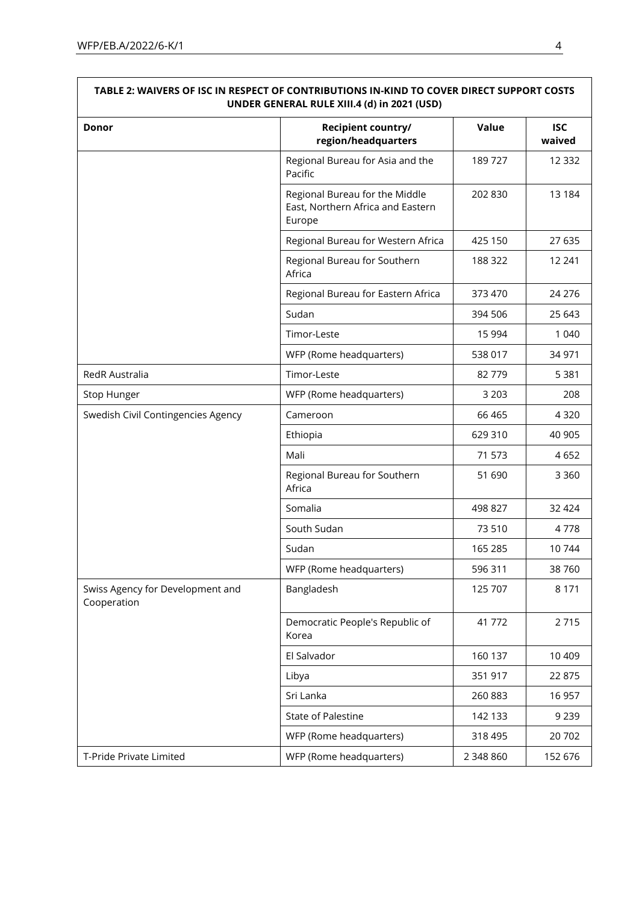**TABLE 2: WAIVERS OF ISC IN RESPECT OF CONTRIBUTIONS IN-KIND TO COVER DIRECT SUPPORT COSTS UNDER GENERAL RULE XIII.4 (d) in 2021 (USD)**

| Donor | Recipient country/ region/headquarters | Value | ISC waived |
|---|---|---|---|
| | Regional Bureau for Asia and the Pacific | 189 727 | 12 332 |
| | Regional Bureau for the Middle East, Northern Africa and Eastern Europe | 202 830 | 13 184 |
| | Regional Bureau for Western Africa | 425 150 | 27 635 |
| | Regional Bureau for Southern Africa | 188 322 | 12 241 |
| | Regional Bureau for Eastern Africa | 373 470 | 24 276 |
| | Sudan | 394 506 | 25 643 |
| | Timor-Leste | 15 994 | 1 040 |
| | WFP (Rome headquarters) | 538 017 | 34 971 |
| RedR Australia | Timor-Leste | 82 779 | 5 381 |
| Stop Hunger | WFP (Rome headquarters) | 3 203 | 208 |
| Swedish Civil Contingencies Agency | Cameroon | 66 465 | 4 320 |
| | Ethiopia | 629 310 | 40 905 |
| | Mali | 71 573 | 4 652 |
| | Regional Bureau for Southern Africa | 51 690 | 3 360 |
| | Somalia | 498 827 | 32 424 |
| | South Sudan | 73 510 | 4 778 |
| | Sudan | 165 285 | 10 744 |
| | WFP (Rome headquarters) | 596 311 | 38 760 |
| Swiss Agency for Development and Cooperation | Bangladesh | 125 707 | 8 171 |
| | Democratic People's Republic of Korea | 41 772 | 2 715 |
| | El Salvador | 160 137 | 10 409 |
| | Libya | 351 917 | 22 875 |
| | Sri Lanka | 260 883 | 16 957 |
| | State of Palestine | 142 133 | 9 239 |
| | WFP (Rome headquarters) | 318 495 | 20 702 |
| T-Pride Private Limited | WFP (Rome headquarters) | 2 348 860 | 152 676 |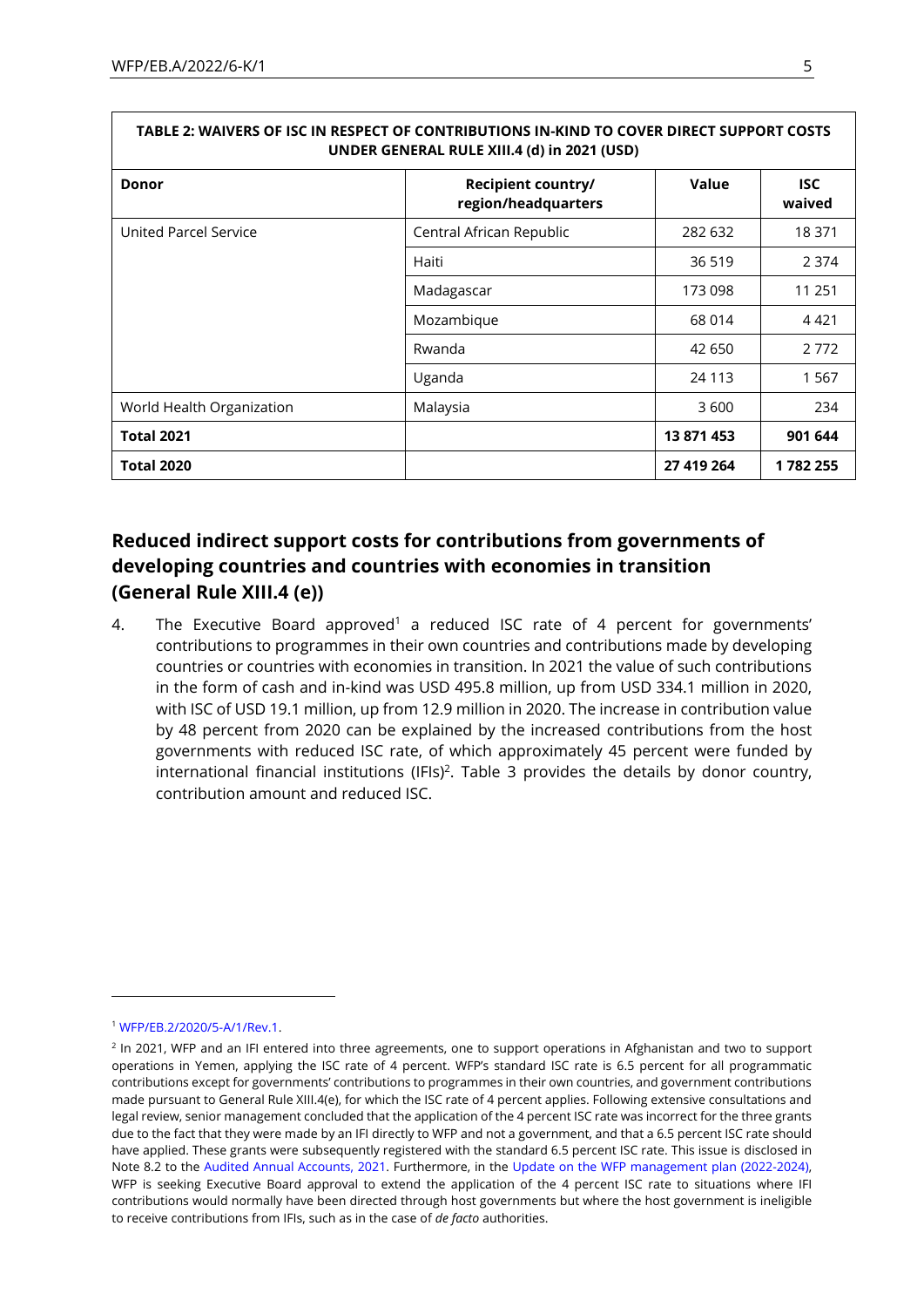**TABLE 2: WAIVERS OF ISC IN RESPECT OF CONTRIBUTIONS IN-KIND TO COVER DIRECT SUPPORT COSTS UNDER GENERAL RULE XIII.4 (d) in 2021 (USD)**

| Donor | Recipient country/ region/headquarters | Value | ISC waived |
|---|---|---|---|
| United Parcel Service | Central African Republic | 282 632 | 18 371 |
| | Haiti | 36 519 | 2 374 |
| | Madagascar | 173 098 | 11 251 |
| | Mozambique | 68 014 | 4 421 |
| | Rwanda | 42 650 | 2 772 |
| | Uganda | 24 113 | 1 567 |
| World Health Organization | Malaysia | 3 600 | 234 |
| **Total 2021** | | **13 871 453** | **901 644** |
| **Total 2020** | | **27 419 264** | **1 782 255** |

## Reduced indirect support costs for contributions from governments of developing countries and countries with economies in transition (General Rule XIII.4 (e))

4. The Executive Board approved[1] a reduced ISC rate of 4 percent for governments' contributions to programmes in their own countries and contributions made by developing countries or countries with economies in transition. In 2021 the value of such contributions in the form of cash and in-kind was USD 495.8 million, up from USD 334.1 million in 2020, with ISC of USD 19.1 million, up from 12.9 million in 2020. The increase in contribution value by 48 percent from 2020 can be explained by the increased contributions from the host governments with reduced ISC rate, of which approximately 45 percent were funded by international financial institutions (IFIs)[2]. Table 3 provides the details by donor country, contribution amount and reduced ISC.

[1] WFP/EB.2/2020/5-A/1/Rev.1.

[2] In 2021, WFP and an IFI entered into three agreements, one to support operations in Afghanistan and two to support operations in Yemen, applying the ISC rate of 4 percent. WFP's standard ISC rate is 6.5 percent for all programmatic contributions except for governments' contributions to programmes in their own countries, and government contributions made pursuant to General Rule XIII.4(e), for which the ISC rate of 4 percent applies. Following extensive consultations and legal review, senior management concluded that the application of the 4 percent ISC rate was incorrect for the three grants due to the fact that they were made by an IFI directly to WFP and not a government, and that a 6.5 percent ISC rate should have applied. These grants were subsequently registered with the standard 6.5 percent ISC rate. This issue is disclosed in Note 8.2 to the Audited Annual Accounts, 2021. Furthermore, in the Update on the WFP management plan (2022-2024), WFP is seeking Executive Board approval to extend the application of the 4 percent ISC rate to situations where IFI contributions would normally have been directed through host governments but where the host government is ineligible to receive contributions from IFIs, such as in the case of *de facto* authorities.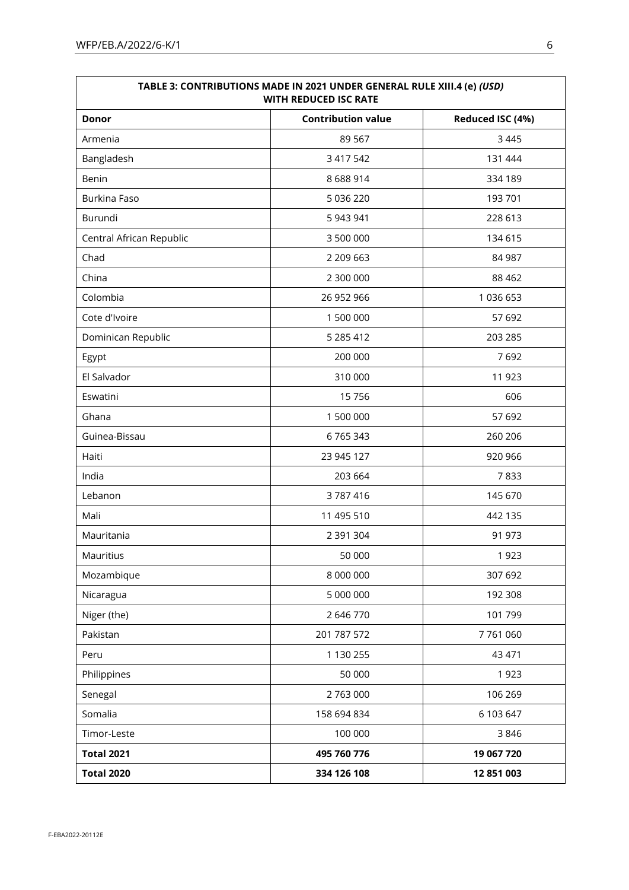| TABLE 3: CONTRIBUTIONS MADE IN 2021 UNDER GENERAL RULE XIII.4 (e) *(USD)* WITH REDUCED ISC RATE | | |
|---|---|---|
| **Donor** | **Contribution value** | **Reduced ISC (4%)** |
| Armenia | 89 567 | 3 445 |
| Bangladesh | 3 417 542 | 131 444 |
| Benin | 8 688 914 | 334 189 |
| Burkina Faso | 5 036 220 | 193 701 |
| Burundi | 5 943 941 | 228 613 |
| Central African Republic | 3 500 000 | 134 615 |
| Chad | 2 209 663 | 84 987 |
| China | 2 300 000 | 88 462 |
| Colombia | 26 952 966 | 1 036 653 |
| Cote d'Ivoire | 1 500 000 | 57 692 |
| Dominican Republic | 5 285 412 | 203 285 |
| Egypt | 200 000 | 7 692 |
| El Salvador | 310 000 | 11 923 |
| Eswatini | 15 756 | 606 |
| Ghana | 1 500 000 | 57 692 |
| Guinea-Bissau | 6 765 343 | 260 206 |
| Haiti | 23 945 127 | 920 966 |
| India | 203 664 | 7 833 |
| Lebanon | 3 787 416 | 145 670 |
| Mali | 11 495 510 | 442 135 |
| Mauritania | 2 391 304 | 91 973 |
| Mauritius | 50 000 | 1 923 |
| Mozambique | 8 000 000 | 307 692 |
| Nicaragua | 5 000 000 | 192 308 |
| Niger (the) | 2 646 770 | 101 799 |
| Pakistan | 201 787 572 | 7 761 060 |
| Peru | 1 130 255 | 43 471 |
| Philippines | 50 000 | 1 923 |
| Senegal | 2 763 000 | 106 269 |
| Somalia | 158 694 834 | 6 103 647 |
| Timor-Leste | 100 000 | 3 846 |
| **Total 2021** | **495 760 776** | **19 067 720** |
| **Total 2020** | **334 126 108** | **12 851 003** |

F-EBA2022-20112E